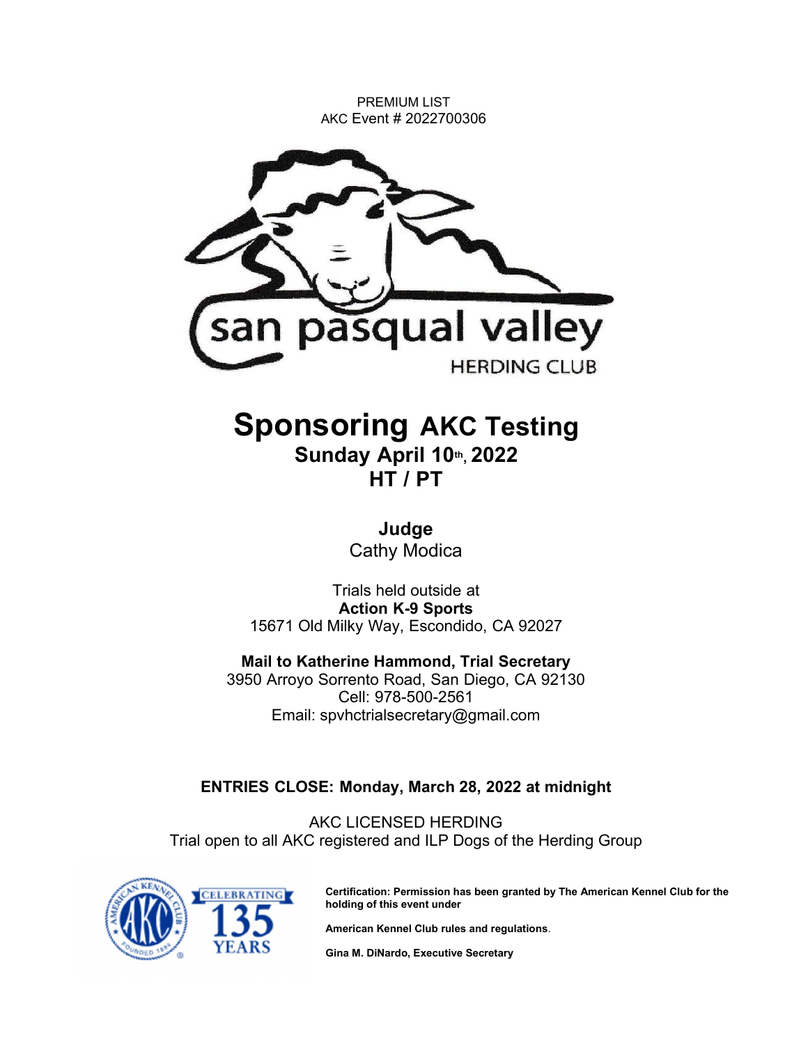PREMIUM LIST
AKC Event # 2022700306

san pasqual valley
HERDING CLUB

# Sponsoring AKC Testing

## Sunday April 10th, 2022

## HT / PT

**Judge**
Cathy Modica

Trials held outside at
**Action K-9 Sports**
15671 Old Milky Way, Escondido, CA 92027

**Mail to Katherine Hammond, Trial Secretary**
3950 Arroyo Sorrento Road, San Diego, CA 92130
Cell: 978-500-2561
Email: spvhctrialsecretary@gmail.com

**ENTRIES CLOSE: Monday, March 28, 2022 at midnight**

AKC LICENSED HERDING
Trial open to all AKC registered and ILP Dogs of the Herding Group

**Certification: Permission has been granted by The American Kennel Club for the holding of this event under**

**American Kennel Club rules and regulations**.

**Gina M. DiNardo, Executive Secretary**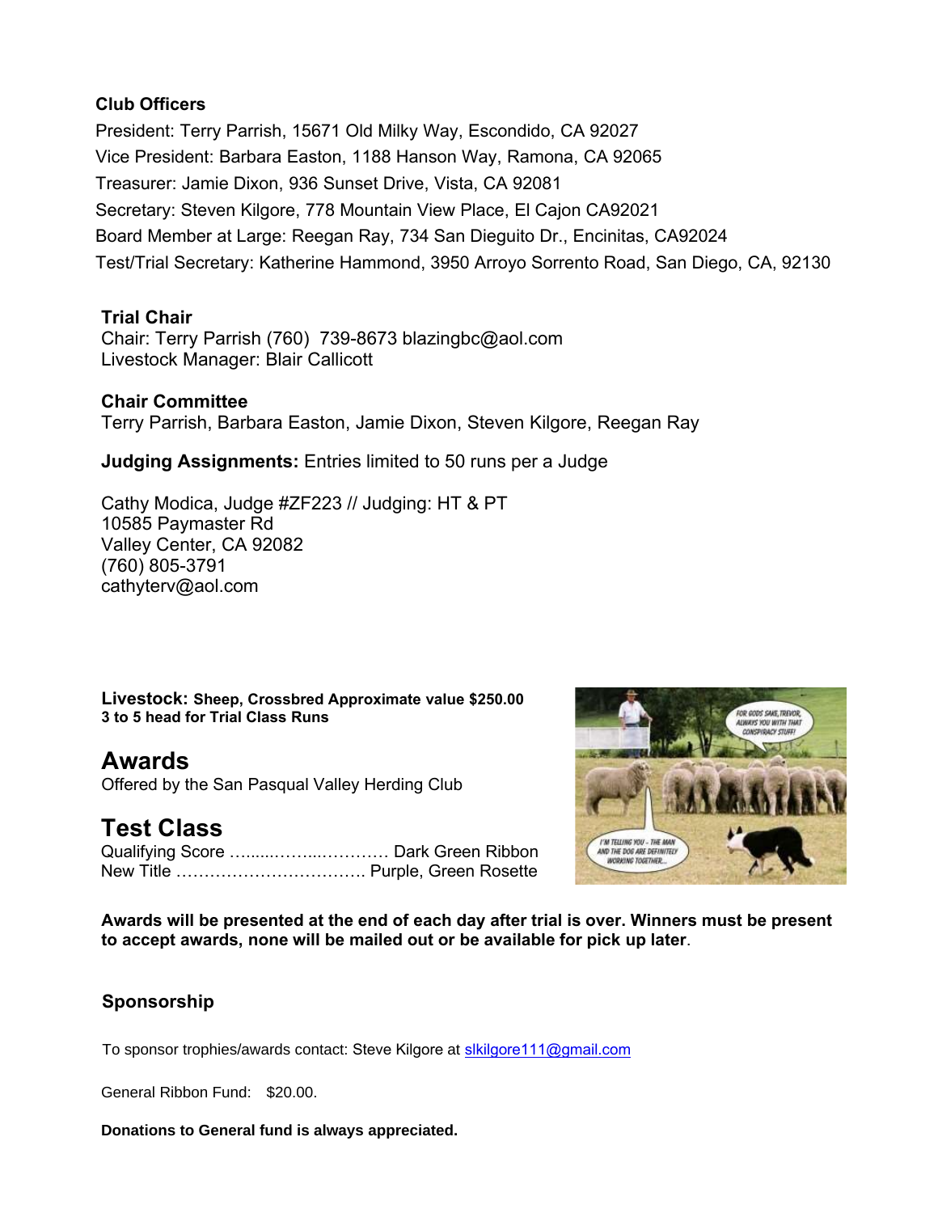**Club Officers**

President: Terry Parrish, 15671 Old Milky Way, Escondido, CA 92027
Vice President: Barbara Easton, 1188 Hanson Way, Ramona, CA 92065
Treasurer: Jamie Dixon, 936 Sunset Drive, Vista, CA 92081
Secretary: Steven Kilgore, 778 Mountain View Place, El Cajon CA92021
Board Member at Large: Reegan Ray, 734 San Dieguito Dr., Encinitas, CA92024
Test/Trial Secretary: Katherine Hammond, 3950 Arroyo Sorrento Road, San Diego, CA, 92130

**Trial Chair**

Chair: Terry Parrish (760) 739-8673 blazingbc@aol.com
Livestock Manager: Blair Callicott

**Chair Committee**

Terry Parrish, Barbara Easton, Jamie Dixon, Steven Kilgore, Reegan Ray

**Judging Assignments:** Entries limited to 50 runs per a Judge

Cathy Modica, Judge #ZF223 // Judging: HT & PT
10585 Paymaster Rd
Valley Center, CA 92082
(760) 805-3791
cathyterv@aol.com

**Livestock: Sheep, Crossbred Approximate value $250.00**
**3 to 5 head for Trial Class Runs**

## Awards

Offered by the San Pasqual Valley Herding Club

## Test Class

Qualifying Score ……..…….....………… Dark Green Ribbon
New Title ……………………………. Purple, Green Rosette

**Awards will be presented at the end of each day after trial is over. Winners must be present to accept awards, none will be mailed out or be available for pick up later**.

### Sponsorship

To sponsor trophies/awards contact: Steve Kilgore at slkilgore111@gmail.com

General Ribbon Fund: $20.00.

**Donations to General fund is always appreciated.**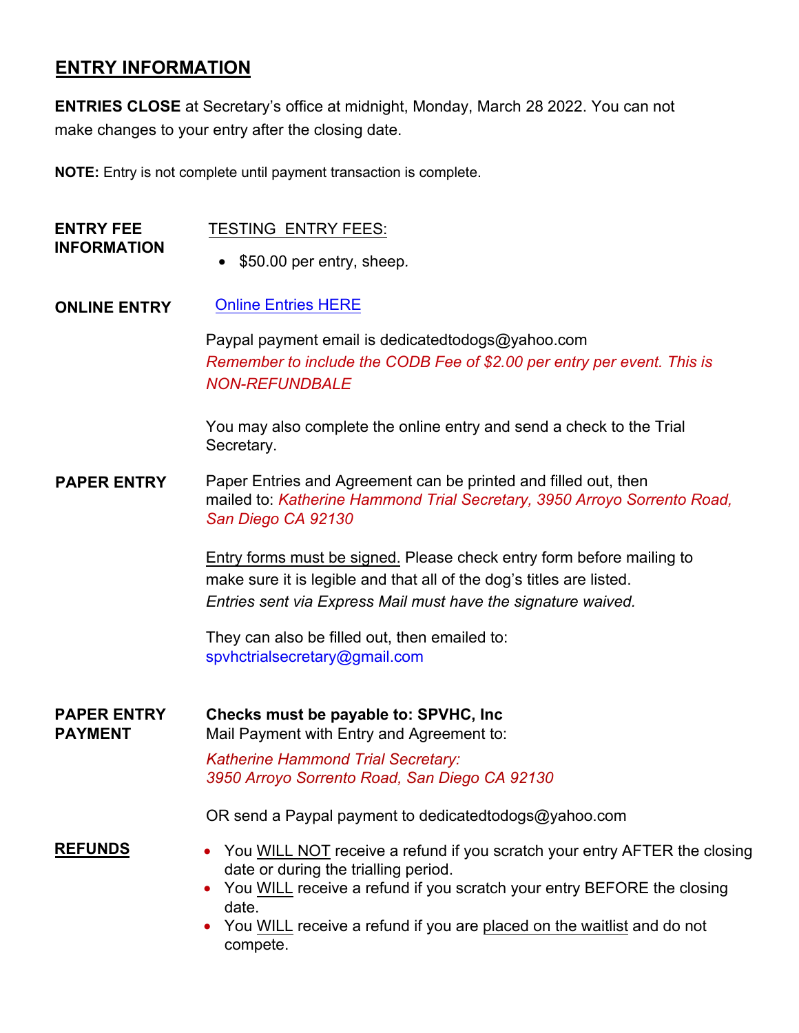## ENTRY INFORMATION

**ENTRIES CLOSE** at Secretary's office at midnight, Monday, March 28 2022. You can not make changes to your entry after the closing date.

**NOTE:** Entry is not complete until payment transaction is complete.

**ENTRY FEE INFORMATION**

TESTING ENTRY FEES:

- $50.00 per entry, sheep.

**ONLINE ENTRY**

Online Entries HERE

Paypal payment email is dedicatedtodogs@yahoo.com

*Remember to include the CODB Fee of $2.00 per entry per event. This is NON-REFUNDBALE*

You may also complete the online entry and send a check to the Trial Secretary.

**PAPER ENTRY**

Paper Entries and Agreement can be printed and filled out, then mailed to: *Katherine Hammond Trial Secretary, 3950 Arroyo Sorrento Road, San Diego CA 92130*

Entry forms must be signed. Please check entry form before mailing to make sure it is legible and that all of the dog's titles are listed. *Entries sent via Express Mail must have the signature waived.*

They can also be filled out, then emailed to: spvhctrialsecretary@gmail.com

**PAPER ENTRY PAYMENT**

**Checks must be payable to: SPVHC, Inc**

Mail Payment with Entry and Agreement to:

*Katherine Hammond Trial Secretary:*
*3950 Arroyo Sorrento Road, San Diego CA 92130*

OR send a Paypal payment to dedicatedtodogs@yahoo.com

**REFUNDS**

- You WILL NOT receive a refund if you scratch your entry AFTER the closing date or during the trialling period.
- You WILL receive a refund if you scratch your entry BEFORE the closing date.
- You WILL receive a refund if you are placed on the waitlist and do not compete.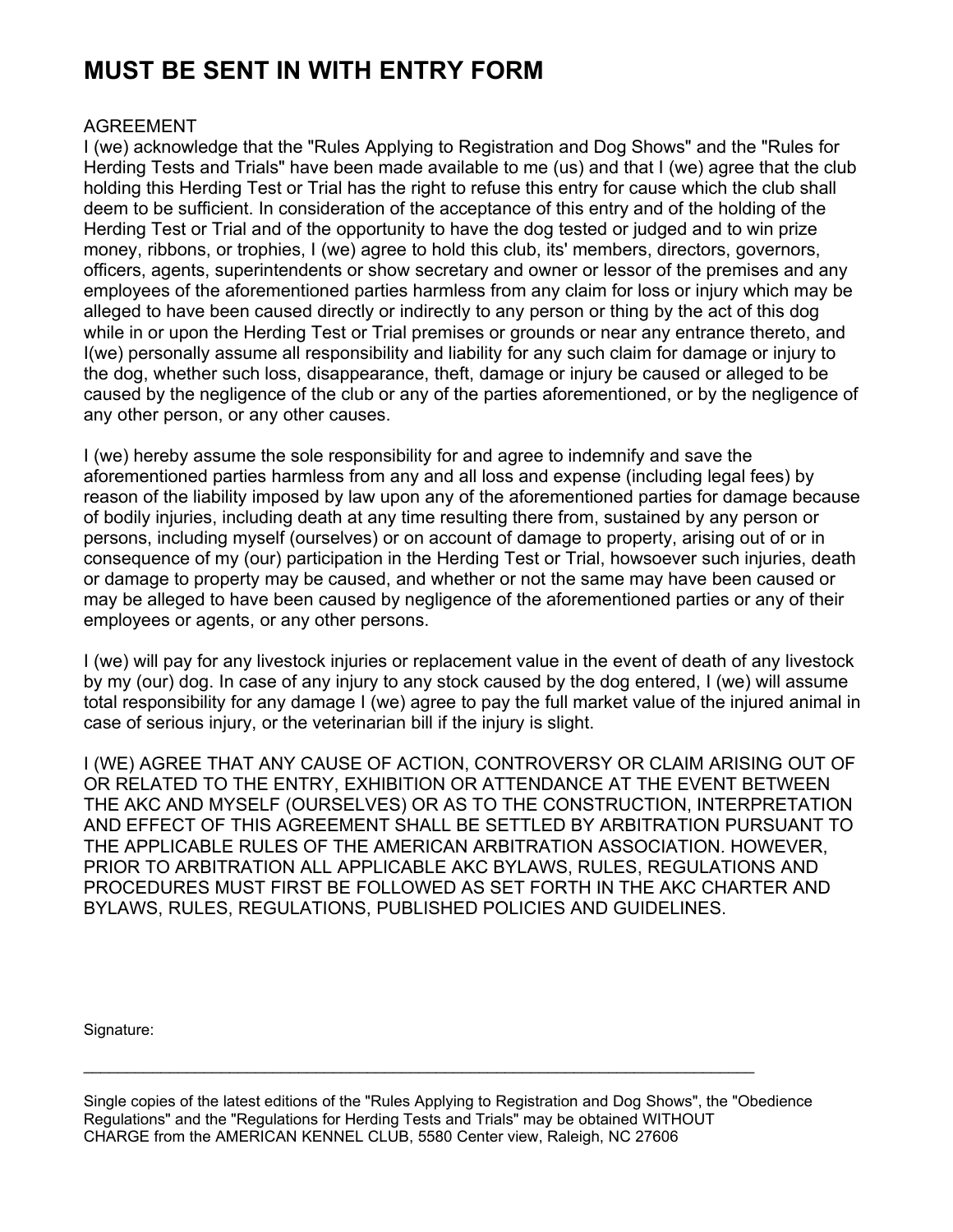# MUST BE SENT IN WITH ENTRY FORM

AGREEMENT

I (we) acknowledge that the "Rules Applying to Registration and Dog Shows" and the "Rules for Herding Tests and Trials" have been made available to me (us) and that I (we) agree that the club holding this Herding Test or Trial has the right to refuse this entry for cause which the club shall deem to be sufficient. In consideration of the acceptance of this entry and of the holding of the Herding Test or Trial and of the opportunity to have the dog tested or judged and to win prize money, ribbons, or trophies, I (we) agree to hold this club, its' members, directors, governors, officers, agents, superintendents or show secretary and owner or lessor of the premises and any employees of the aforementioned parties harmless from any claim for loss or injury which may be alleged to have been caused directly or indirectly to any person or thing by the act of this dog while in or upon the Herding Test or Trial premises or grounds or near any entrance thereto, and I(we) personally assume all responsibility and liability for any such claim for damage or injury to the dog, whether such loss, disappearance, theft, damage or injury be caused or alleged to be caused by the negligence of the club or any of the parties aforementioned, or by the negligence of any other person, or any other causes.

I (we) hereby assume the sole responsibility for and agree to indemnify and save the aforementioned parties harmless from any and all loss and expense (including legal fees) by reason of the liability imposed by law upon any of the aforementioned parties for damage because of bodily injuries, including death at any time resulting there from, sustained by any person or persons, including myself (ourselves) or on account of damage to property, arising out of or in consequence of my (our) participation in the Herding Test or Trial, howsoever such injuries, death or damage to property may be caused, and whether or not the same may have been caused or may be alleged to have been caused by negligence of the aforementioned parties or any of their employees or agents, or any other persons.

I (we) will pay for any livestock injuries or replacement value in the event of death of any livestock by my (our) dog. In case of any injury to any stock caused by the dog entered, I (we) will assume total responsibility for any damage I (we) agree to pay the full market value of the injured animal in case of serious injury, or the veterinarian bill if the injury is slight.

I (WE) AGREE THAT ANY CAUSE OF ACTION, CONTROVERSY OR CLAIM ARISING OUT OF OR RELATED TO THE ENTRY, EXHIBITION OR ATTENDANCE AT THE EVENT BETWEEN THE AKC AND MYSELF (OURSELVES) OR AS TO THE CONSTRUCTION, INTERPRETATION AND EFFECT OF THIS AGREEMENT SHALL BE SETTLED BY ARBITRATION PURSUANT TO THE APPLICABLE RULES OF THE AMERICAN ARBITRATION ASSOCIATION. HOWEVER, PRIOR TO ARBITRATION ALL APPLICABLE AKC BYLAWS, RULES, REGULATIONS AND PROCEDURES MUST FIRST BE FOLLOWED AS SET FORTH IN THE AKC CHARTER AND BYLAWS, RULES, REGULATIONS, PUBLISHED POLICIES AND GUIDELINES.

Signature:

_______________________________________________________________________________

Single copies of the latest editions of the "Rules Applying to Registration and Dog Shows", the "Obedience Regulations" and the "Regulations for Herding Tests and Trials" may be obtained WITHOUT CHARGE from the AMERICAN KENNEL CLUB, 5580 Center view, Raleigh, NC 27606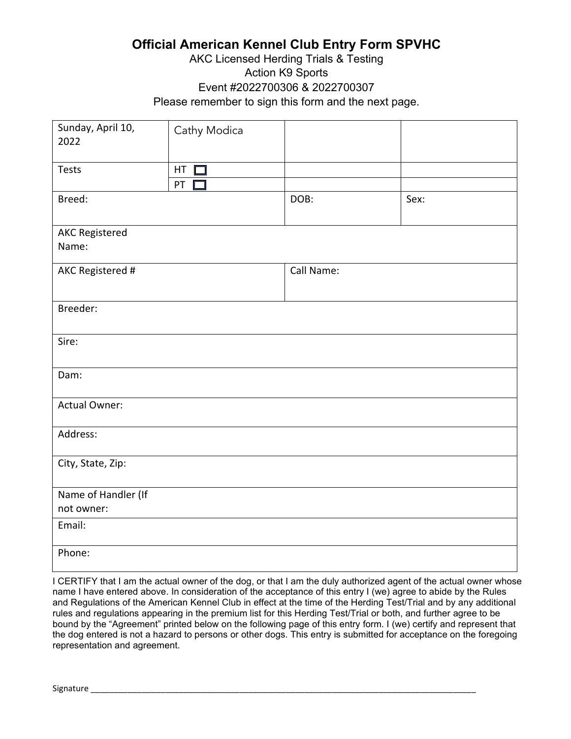# Official American Kennel Club Entry Form SPVHC

AKC Licensed Herding Trials & Testing
Action K9 Sports
Event #2022700306 & 2022700307
Please remember to sign this form and the next page.

| Sunday, April 10, 2022 | Cathy Modica | | |
|---|---|---|---|
| Tests | HT ☐ | | |
| | PT ☐ | | |
| Breed: | | DOB: | Sex: |
| AKC Registered Name: | | | |
| AKC Registered # | | Call Name: | |
| Breeder: | | | |
| Sire: | | | |
| Dam: | | | |
| Actual Owner: | | | |
| Address: | | | |
| City, State, Zip: | | | |
| Name of Handler (If not owner: | | | |
| Email: | | | |
| Phone: | | | |

I CERTIFY that I am the actual owner of the dog, or that I am the duly authorized agent of the actual owner whose name I have entered above. In consideration of the acceptance of this entry I (we) agree to abide by the Rules and Regulations of the American Kennel Club in effect at the time of the Herding Test/Trial and by any additional rules and regulations appearing in the premium list for this Herding Test/Trial or both, and further agree to be bound by the "Agreement" printed below on the following page of this entry form. I (we) certify and represent that the dog entered is not a hazard to persons or other dogs. This entry is submitted for acceptance on the foregoing representation and agreement.

Signature ____________________________________________________________________________________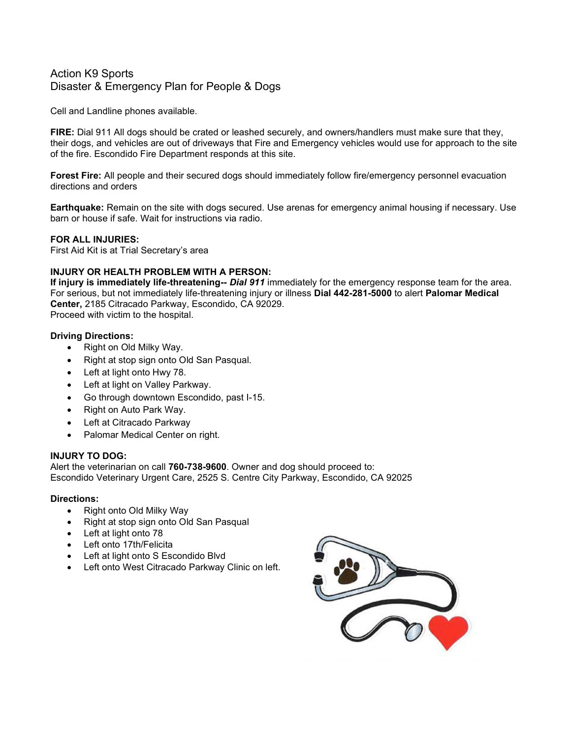# Action K9 Sports
## Disaster & Emergency Plan for People & Dogs

Cell and Landline phones available.

**FIRE:** Dial 911 All dogs should be crated or leashed securely, and owners/handlers must make sure that they, their dogs, and vehicles are out of driveways that Fire and Emergency vehicles would use for approach to the site of the fire. Escondido Fire Department responds at this site.

**Forest Fire:** All people and their secured dogs should immediately follow fire/emergency personnel evacuation directions and orders

**Earthquake:** Remain on the site with dogs secured. Use arenas for emergency animal housing if necessary. Use barn or house if safe. Wait for instructions via radio.

**FOR ALL INJURIES:**
First Aid Kit is at Trial Secretary's area

**INJURY OR HEALTH PROBLEM WITH A PERSON:**
**If injury is immediately life-threatening--** ***Dial 911*** immediately for the emergency response team for the area. For serious, but not immediately life-threatening injury or illness **Dial 442-281-5000** to alert **Palomar Medical Center,** 2185 Citracado Parkway, Escondido, CA 92029.
Proceed with victim to the hospital.

**Driving Directions:**

- Right on Old Milky Way.
- Right at stop sign onto Old San Pasqual.
- Left at light onto Hwy 78.
- Left at light on Valley Parkway.
- Go through downtown Escondido, past I-15.
- Right on Auto Park Way.
- Left at Citracado Parkway
- Palomar Medical Center on right.

**INJURY TO DOG:**
Alert the veterinarian on call **760-738-9600**. Owner and dog should proceed to:
Escondido Veterinary Urgent Care, 2525 S. Centre City Parkway, Escondido, CA 92025

**Directions:**

- Right onto Old Milky Way
- Right at stop sign onto Old San Pasqual
- Left at light onto 78
- Left onto 17th/Felicita
- Left at light onto S Escondido Blvd
- Left onto West Citracado Parkway Clinic on left.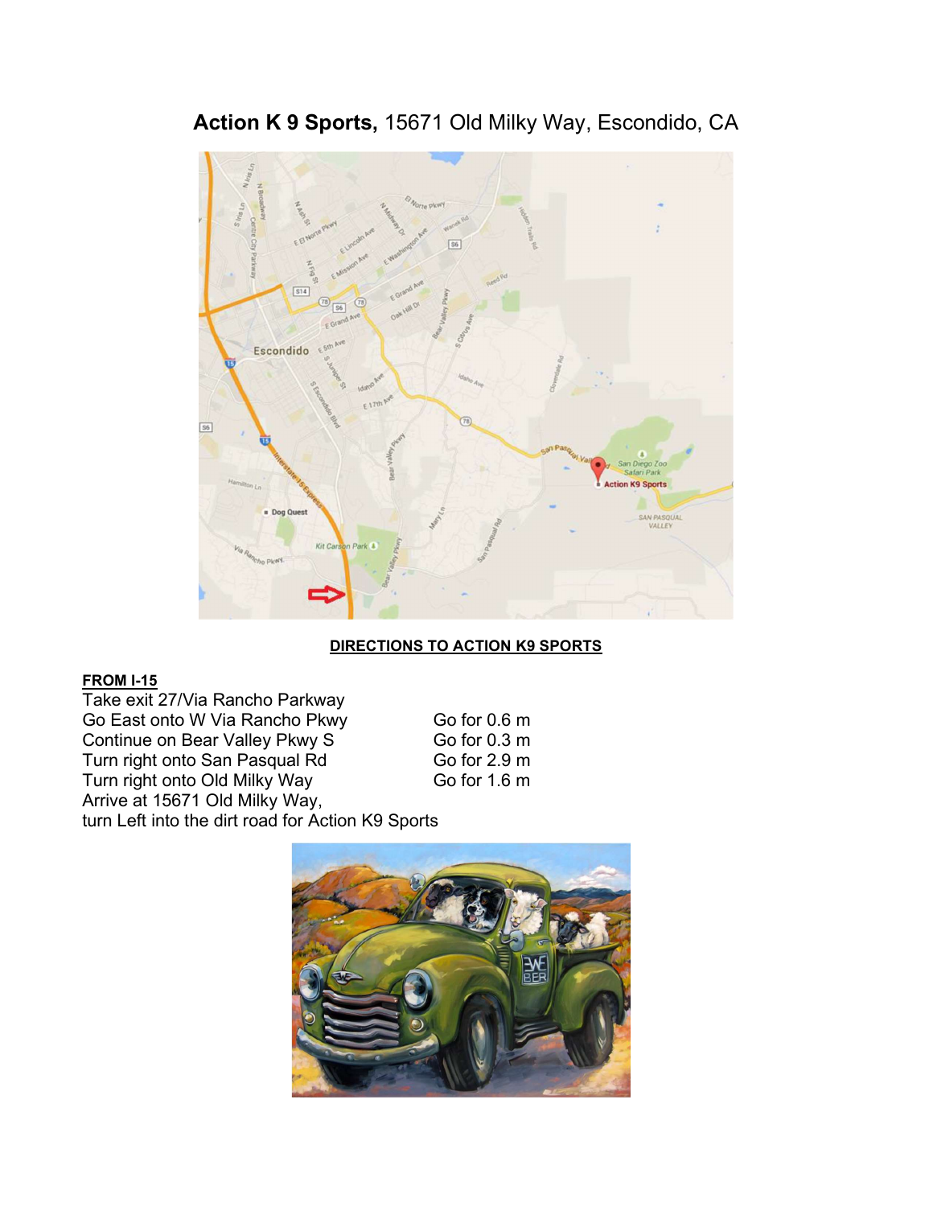**Action K 9 Sports,** 15671 Old Milky Way, Escondido, CA

**DIRECTIONS TO ACTION K9 SPORTS**

**FROM I-15**

Take exit 27/Via Rancho Parkway

| | |
|---|---|
| Go East onto W Via Rancho Pkwy | Go for 0.6 m |
| Continue on Bear Valley Pkwy S | Go for 0.3 m |
| Turn right onto San Pasqual Rd | Go for 2.9 m |
| Turn right onto Old Milky Way | Go for 1.6 m |

Arrive at 15671 Old Milky Way,
turn Left into the dirt road for Action K9 Sports